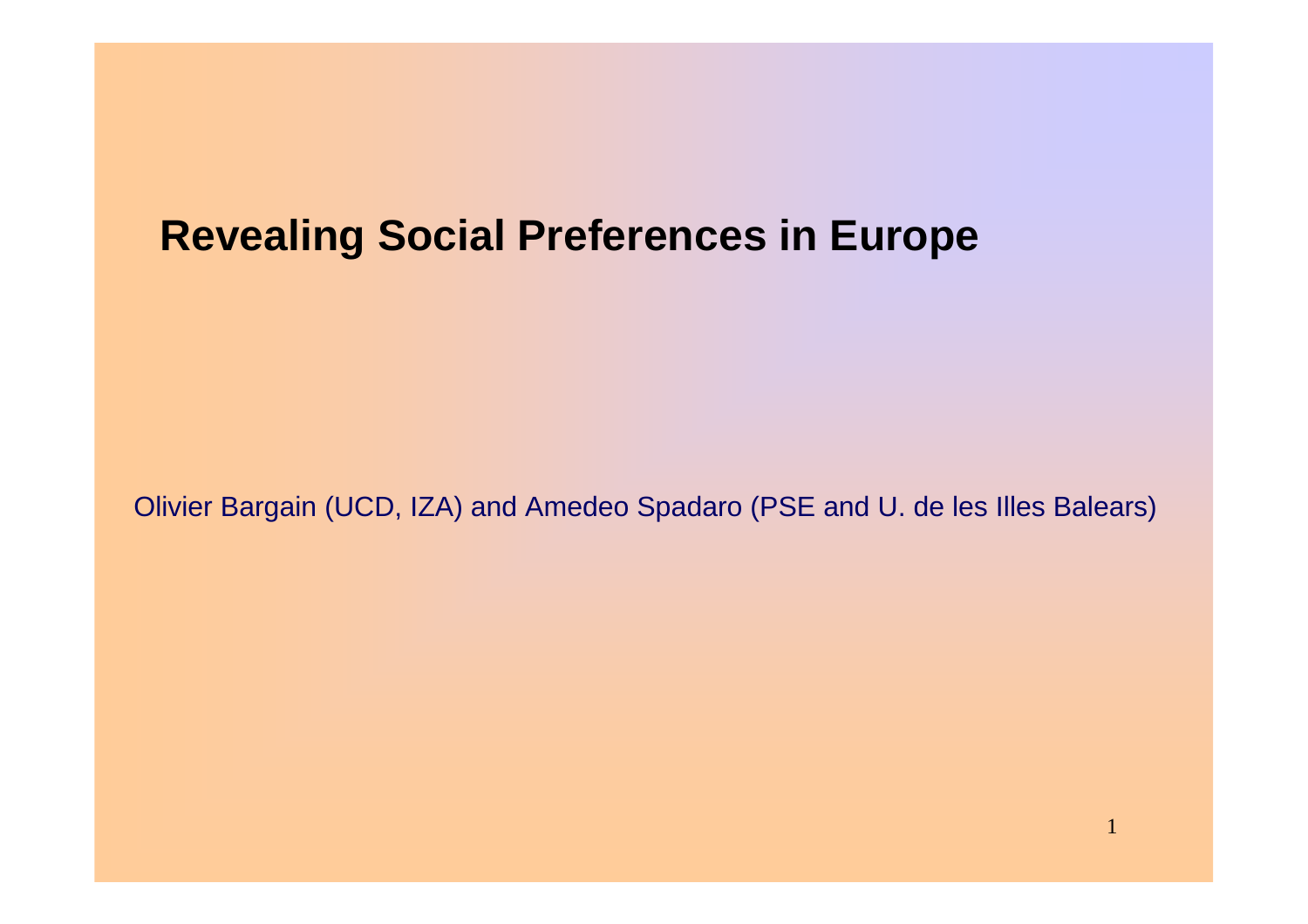# Revealing Social Preferences in Europe

Olivier Bargain (UCD, IZA) and Amedeo Spadaro (PSE and U. de les Illes Balears)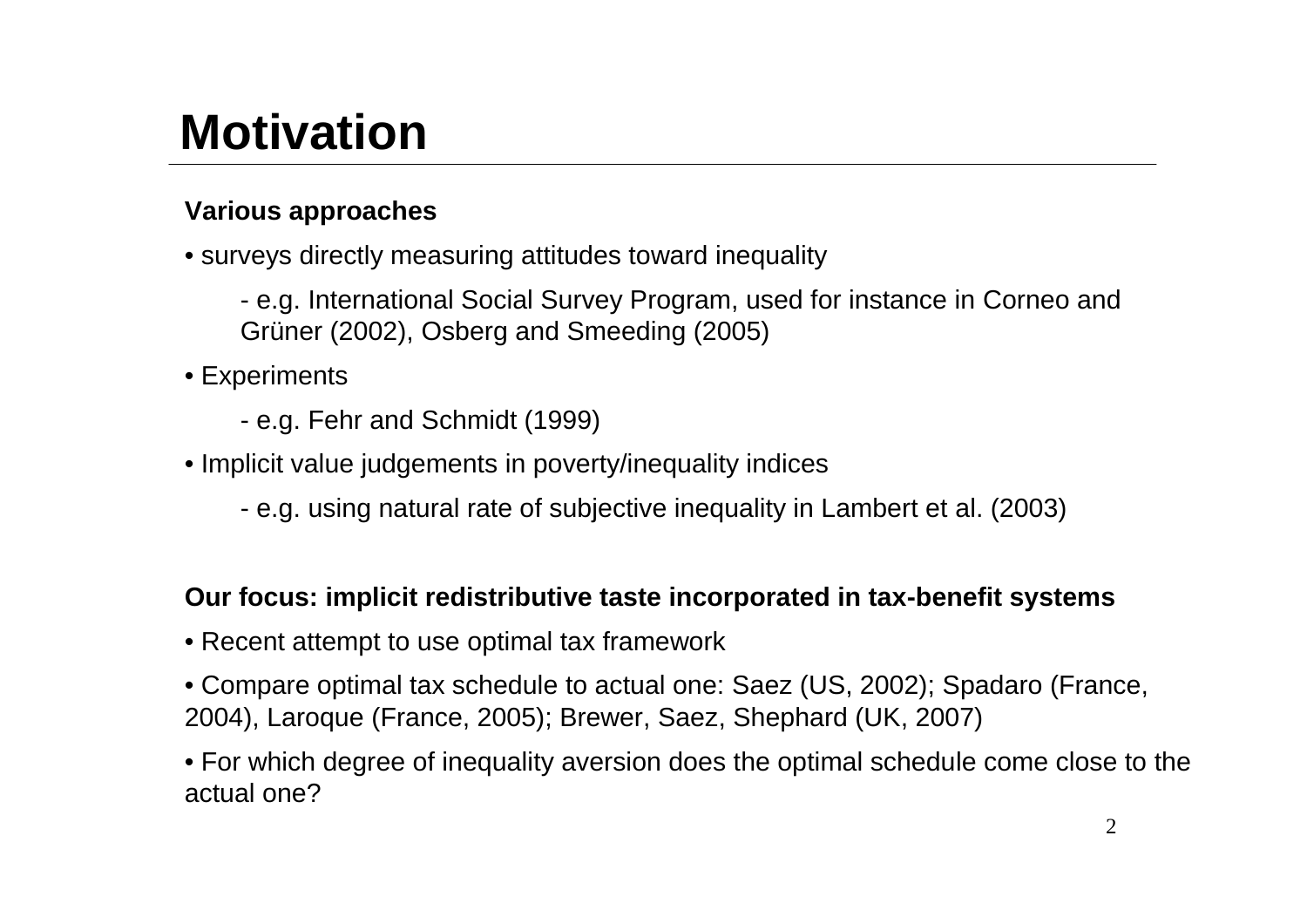# Motivation

**Various approaches**

- surveys directly measuring attitudes toward inequality
  - e.g. International Social Survey Program, used for instance in Corneo and Grüner (2002), Osberg and Smeeding (2005)
- Experiments
  - e.g. Fehr and Schmidt (1999)
- Implicit value judgements in poverty/inequality indices
  - e.g. using natural rate of subjective inequality in Lambert et al. (2003)

**Our focus: implicit redistributive taste incorporated in tax-benefit systems**

- Recent attempt to use optimal tax framework
- Compare optimal tax schedule to actual one: Saez (US, 2002); Spadaro (France, 2004), Laroque (France, 2005); Brewer, Saez, Shephard (UK, 2007)
- For which degree of inequality aversion does the optimal schedule come close to the actual one?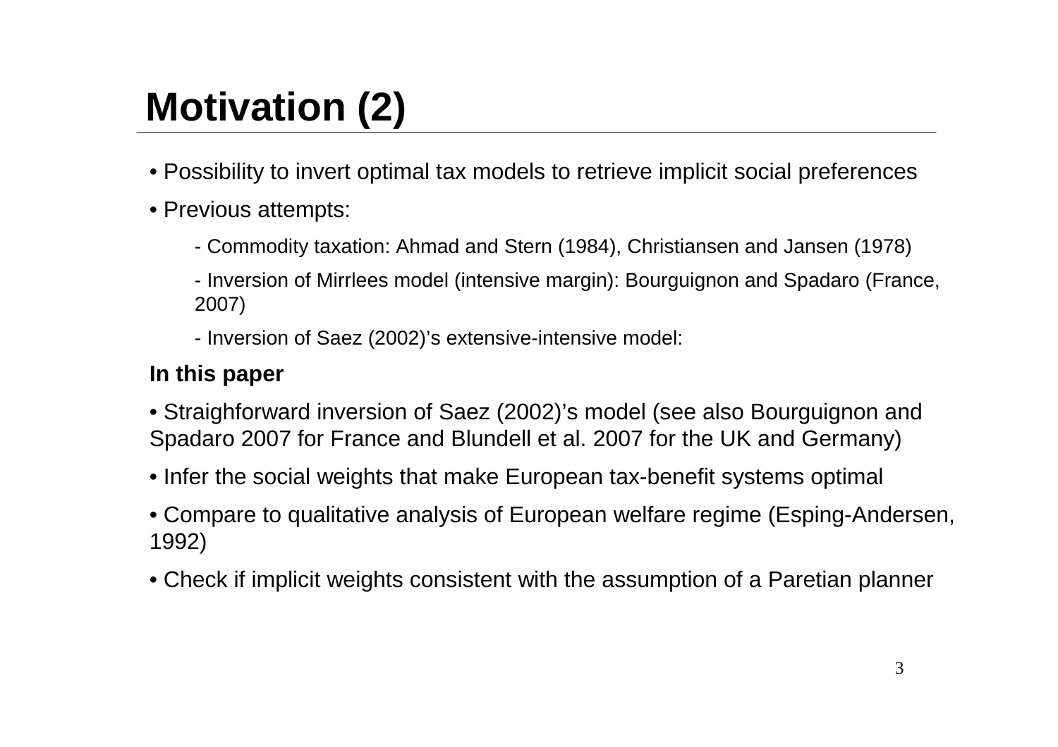# Motivation (2)

- Possibility to invert optimal tax models to retrieve implicit social preferences
- Previous attempts:
  - Commodity taxation: Ahmad and Stern (1984), Christiansen and Jansen (1978)
  - Inversion of Mirrlees model (intensive margin): Bourguignon and Spadaro (France, 2007)
  - Inversion of Saez (2002)'s extensive-intensive model:

**In this paper**

- Straighforward inversion of Saez (2002)'s model (see also Bourguignon and Spadaro 2007 for France and Blundell et al. 2007 for the UK and Germany)
- Infer the social weights that make European tax-benefit systems optimal
- Compare to qualitative analysis of European welfare regime (Esping-Andersen, 1992)
- Check if implicit weights consistent with the assumption of a Paretian planner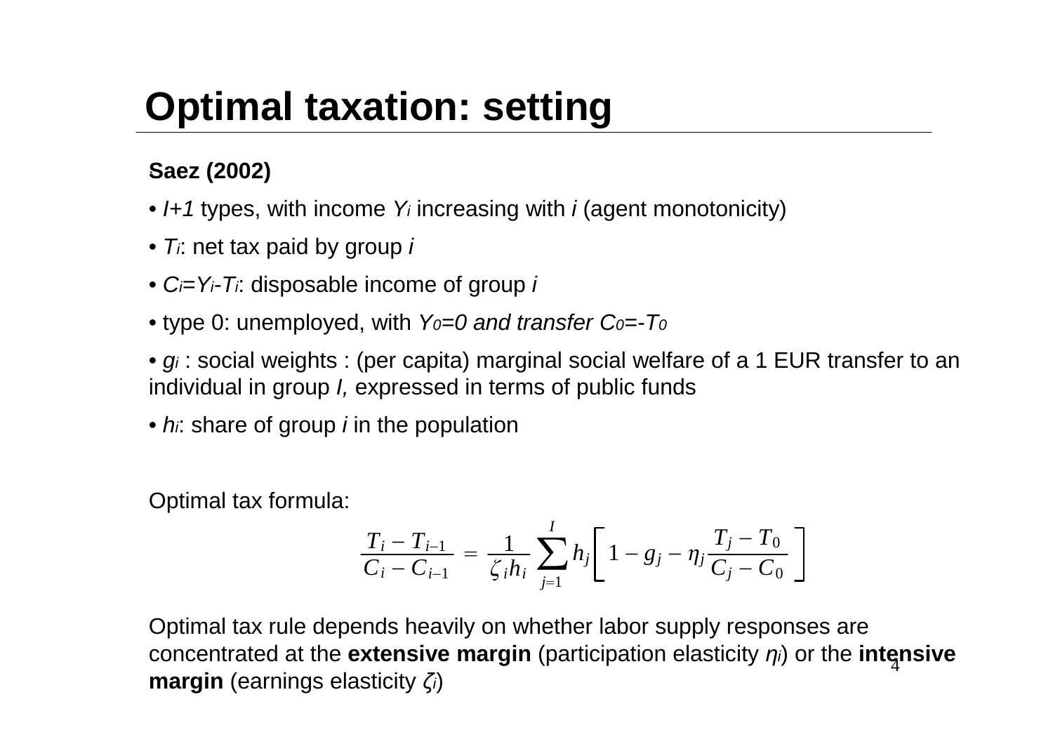# Optimal taxation: setting

**Saez (2002)**

- *I+1* types, with income $Y_i$ increasing with *i* (agent monotonicity)
- $T_i$: net tax paid by group *i*
- $C_i=Y_i-T_i$: disposable income of group *i*
- type 0: unemployed, with $Y_0=0$ *and transfer* $C_0=-T_0$
- $g_i$ : social weights : (per capita) marginal social welfare of a 1 EUR transfer to an individual in group *I,* expressed in terms of public funds
- $h_i$: share of group *i* in the population

Optimal tax formula:

$$\frac{T_i - T_{i-1}}{C_i - C_{i-1}} = \frac{1}{\zeta_i h_i} \sum_{j=1}^{I} h_j \left[ 1 - g_j - \eta_j \frac{T_j - T_0}{C_j - C_0} \right]$$

Optimal tax rule depends heavily on whether labor supply responses are concentrated at the **extensive margin** (participation elasticity $\eta_i$) or the **intensive margin** (earnings elasticity $\zeta_i$)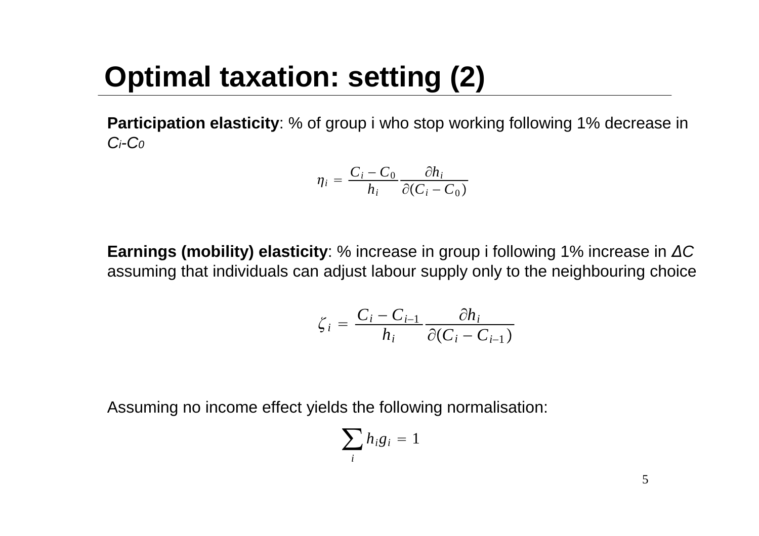# Optimal taxation: setting (2)

**Participation elasticity**: % of group i who stop working following 1% decrease in $C_i$-$C_0$

$$\eta_i = \frac{C_i - C_0}{h_i} \frac{\partial h_i}{\partial (C_i - C_0)}$$

**Earnings (mobility) elasticity**: % increase in group i following 1% increase in *ΔC* assuming that individuals can adjust labour supply only to the neighbouring choice

$$\zeta_i = \frac{C_i - C_{i-1}}{h_i} \frac{\partial h_i}{\partial (C_i - C_{i-1})}$$

Assuming no income effect yields the following normalisation:

$$\sum_i h_i g_i = 1$$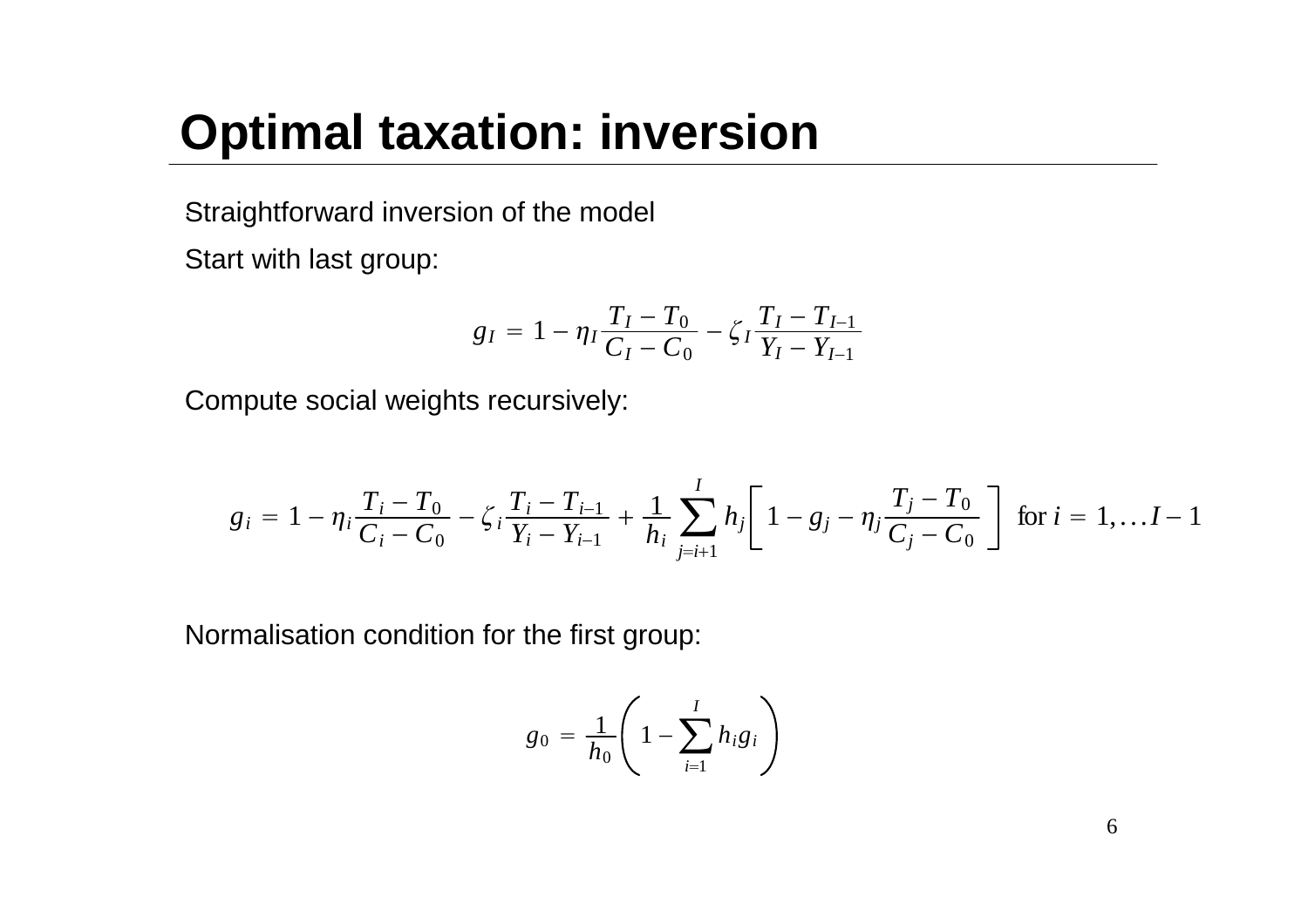# Optimal taxation: inversion

Straightforward inversion of the model

Start with last group:

$$g_I = 1 - \eta_I \frac{T_I - T_0}{C_I - C_0} - \zeta_I \frac{T_I - T_{I-1}}{Y_I - Y_{I-1}}$$

Compute social weights recursively:

$$g_i = 1 - \eta_i \frac{T_i - T_0}{C_i - C_0} - \zeta_i \frac{T_i - T_{i-1}}{Y_i - Y_{i-1}} + \frac{1}{h_i} \sum_{j=i+1}^{I} h_j \left[ 1 - g_j - \eta_j \frac{T_j - T_0}{C_j - C_0} \right] \text{ for } i = 1, \ldots I - 1$$

Normalisation condition for the first group:

$$g_0 = \frac{1}{h_0} \left( 1 - \sum_{i=1}^{I} h_i g_i \right)$$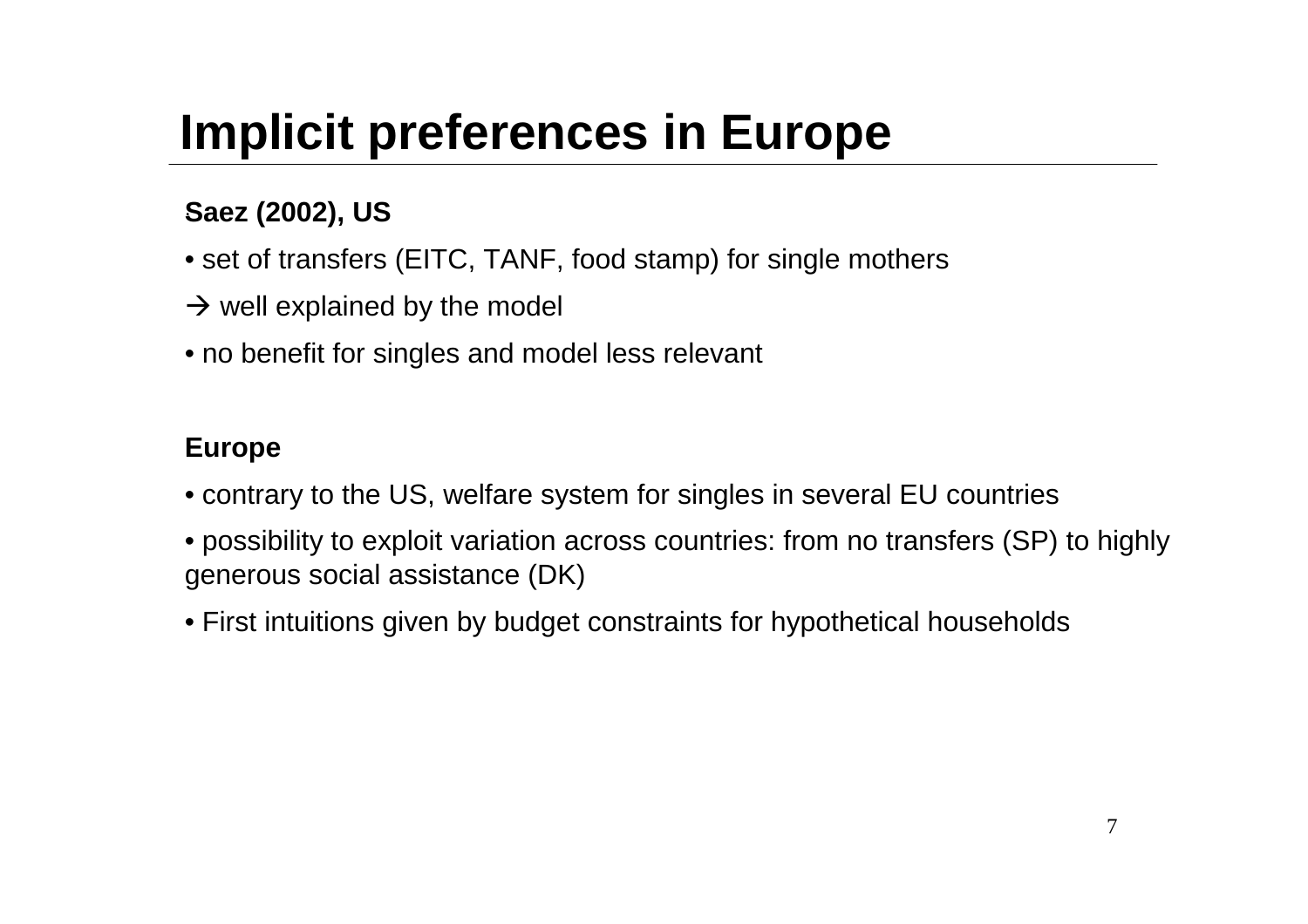# Implicit preferences in Europe

**Saez (2002), US**

- set of transfers (EITC, TANF, food stamp) for single mothers

→ well explained by the model

- no benefit for singles and model less relevant

**Europe**

- contrary to the US, welfare system for singles in several EU countries
- possibility to exploit variation across countries: from no transfers (SP) to highly generous social assistance (DK)
- First intuitions given by budget constraints for hypothetical households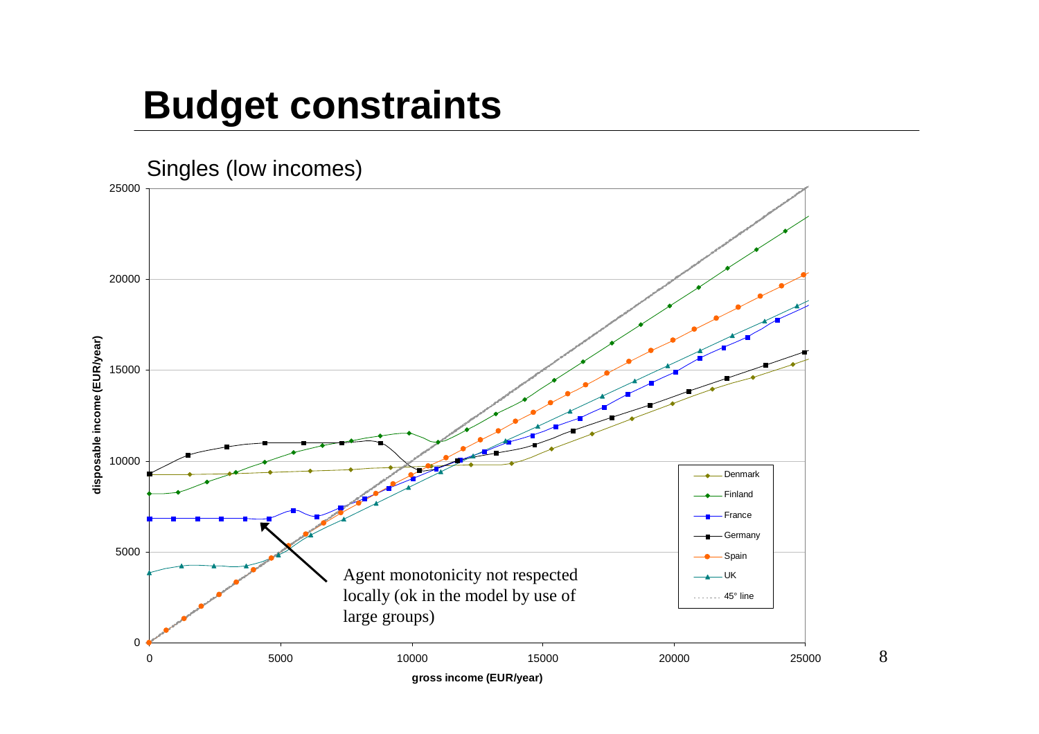# Budget constraints

Singles (low incomes)

Agent monotonicity not respected locally (ok in the model by use of large groups)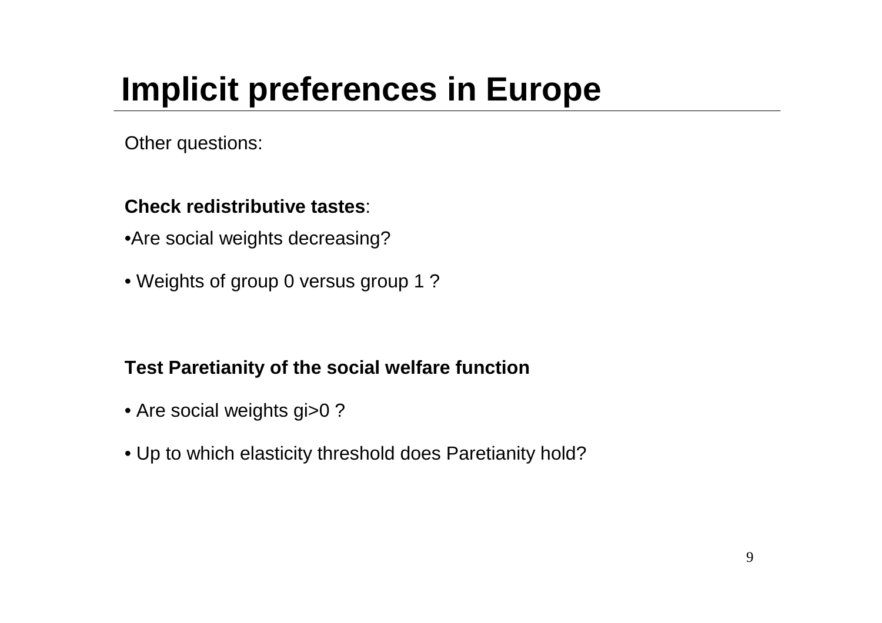# Implicit preferences in Europe

Other questions:

**Check redistributive tastes**:

- Are social weights decreasing?
- Weights of group 0 versus group 1 ?

**Test Paretianity of the social welfare function**

- Are social weights $g_i > 0$ ?
- Up to which elasticity threshold does Paretianity hold?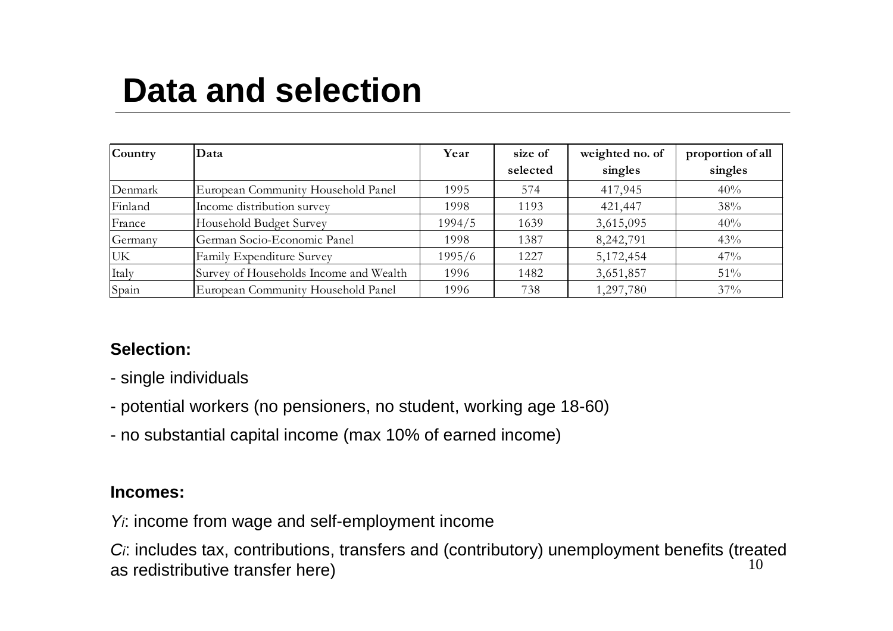# Data and selection

| Country | Data | Year | size of selected | weighted no. of singles | proportion of all singles |
|---|---|---|---|---|---|
| Denmark | European Community Household Panel | 1995 | 574 | 417,945 | 40% |
| Finland | Income distribution survey | 1998 | 1193 | 421,447 | 38% |
| France | Household Budget Survey | 1994/5 | 1639 | 3,615,095 | 40% |
| Germany | German Socio-Economic Panel | 1998 | 1387 | 8,242,791 | 43% |
| UK | Family Expenditure Survey | 1995/6 | 1227 | 5,172,454 | 47% |
| Italy | Survey of Households Income and Wealth | 1996 | 1482 | 3,651,857 | 51% |
| Spain | European Community Household Panel | 1996 | 738 | 1,297,780 | 37% |

**Selection:**

- single individuals
- potential workers (no pensioners, no student, working age 18-60)
- no substantial capital income (max 10% of earned income)

**Incomes:**

$Y_i$: income from wage and self-employment income

$C_i$: includes tax, contributions, transfers and (contributory) unemployment benefits (treated as redistributive transfer here)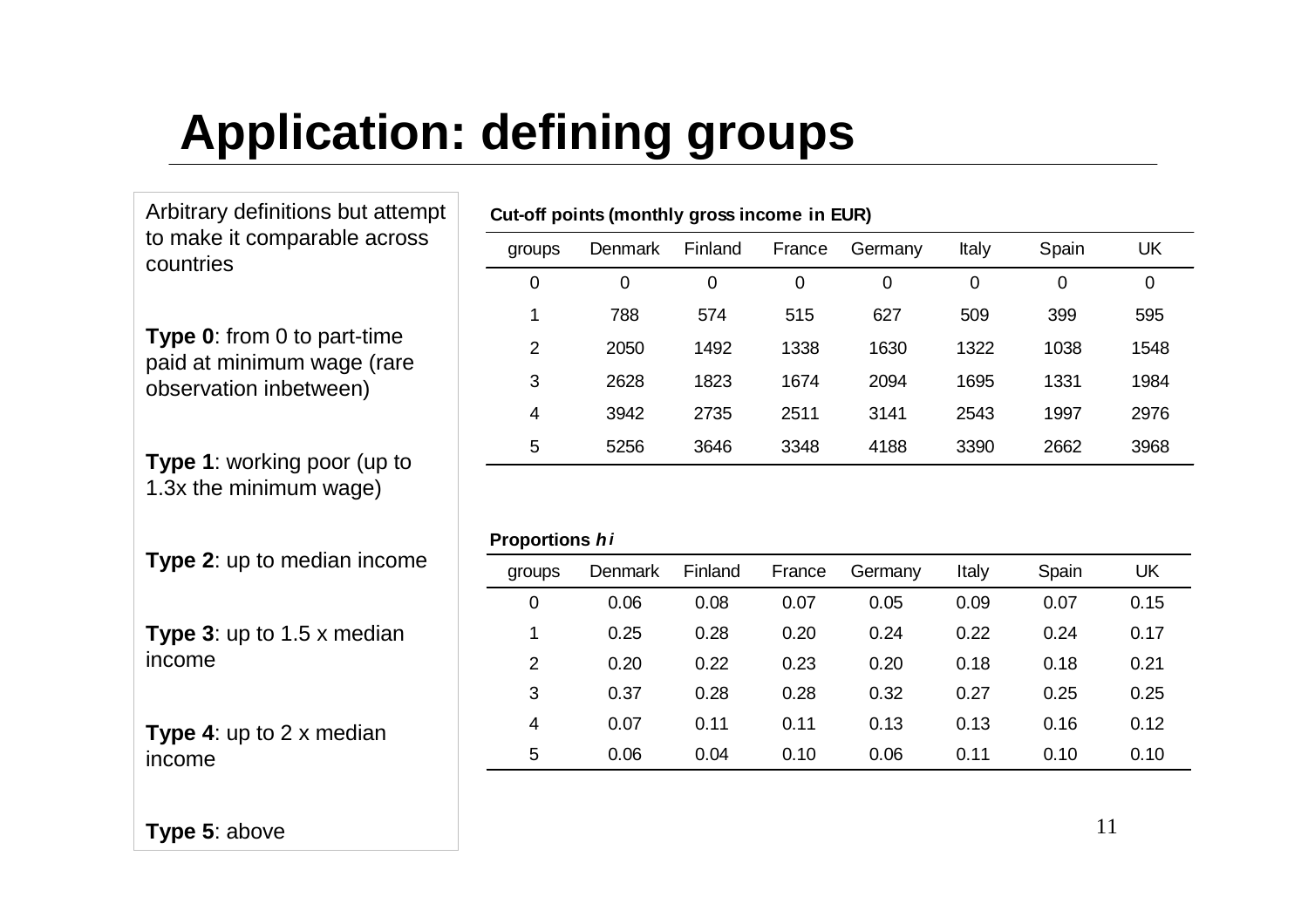# Application: defining groups

Arbitrary definitions but attempt to make it comparable across countries

**Type 0**: from 0 to part-time paid at minimum wage (rare observation inbetween)

**Type 1**: working poor (up to 1.3x the minimum wage)

**Type 2**: up to median income

**Type 3**: up to 1.5 x median income

**Type 4**: up to 2 x median income

**Type 5**: above

**Cut-off points (monthly gross income in EUR)**

| groups | Denmark | Finland | France | Germany | Italy | Spain | UK |
|---|---|---|---|---|---|---|---|
| 0 | 0 | 0 | 0 | 0 | 0 | 0 | 0 |
| 1 | 788 | 574 | 515 | 627 | 509 | 399 | 595 |
| 2 | 2050 | 1492 | 1338 | 1630 | 1322 | 1038 | 1548 |
| 3 | 2628 | 1823 | 1674 | 2094 | 1695 | 1331 | 1984 |
| 4 | 3942 | 2735 | 2511 | 3141 | 2543 | 1997 | 2976 |
| 5 | 5256 | 3646 | 3348 | 4188 | 3390 | 2662 | 3968 |

**Proportions $h_i$**

| groups | Denmark | Finland | France | Germany | Italy | Spain | UK |
|---|---|---|---|---|---|---|---|
| 0 | 0.06 | 0.08 | 0.07 | 0.05 | 0.09 | 0.07 | 0.15 |
| 1 | 0.25 | 0.28 | 0.20 | 0.24 | 0.22 | 0.24 | 0.17 |
| 2 | 0.20 | 0.22 | 0.23 | 0.20 | 0.18 | 0.18 | 0.21 |
| 3 | 0.37 | 0.28 | 0.28 | 0.32 | 0.27 | 0.25 | 0.25 |
| 4 | 0.07 | 0.11 | 0.11 | 0.13 | 0.13 | 0.16 | 0.12 |
| 5 | 0.06 | 0.04 | 0.10 | 0.06 | 0.11 | 0.10 | 0.10 |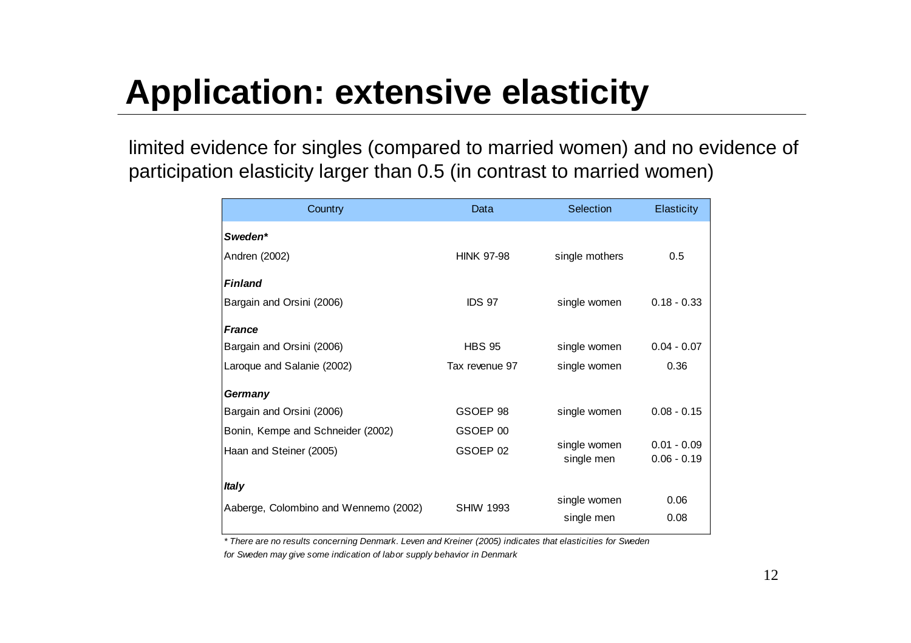# Application: extensive elasticity

limited evidence for singles (compared to married women) and no evidence of participation elasticity larger than 0.5 (in contrast to married women)

| Country | Data | Selection | Elasticity |
|---|---|---|---|
| ***Sweden**** | | | |
| Andren (2002) | HINK 97-98 | single mothers | 0.5 |
| ***Finland*** | | | |
| Bargain and Orsini (2006) | IDS 97 | single women | 0.18 - 0.33 |
| ***France*** | | | |
| Bargain and Orsini (2006) | HBS 95 | single women | 0.04 - 0.07 |
| Laroque and Salanie (2002) | Tax revenue 97 | single women | 0.36 |
| ***Germany*** | | | |
| Bargain and Orsini (2006) | GSOEP 98 | single women | 0.08 - 0.15 |
| Bonin, Kempe and Schneider (2002) | GSOEP 00 | | |
| Haan and Steiner (2005) | GSOEP 02 | single women<br>single men | 0.01 - 0.09<br>0.06 - 0.19 |
| ***Italy*** | | | |
| Aaberge, Colombino and Wennemo (2002) | SHIW 1993 | single women<br>single men | 0.06<br>0.08 |

*\* There are no results concerning Denmark. Leven and Kreiner (2005) indicates that elasticities for Sweden for Sweden may give some indication of labor supply behavior in Denmark*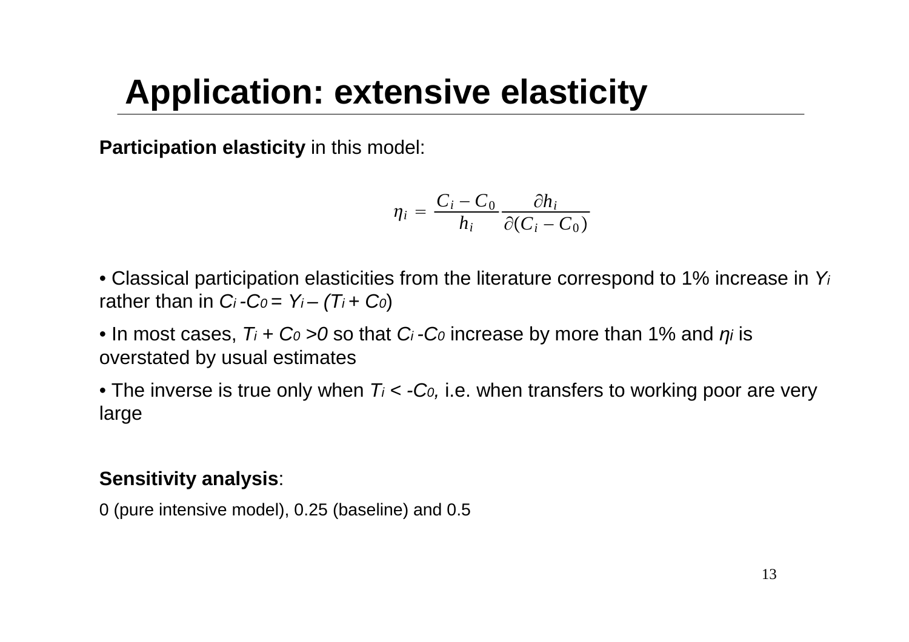# Application: extensive elasticity

**Participation elasticity** in this model:

$$\eta_i = \frac{C_i - C_0}{h_i} \frac{\partial h_i}{\partial (C_i - C_0)}$$

- Classical participation elasticities from the literature correspond to 1% increase in $Y_i$ rather than in $C_i - C_0 = Y_i - (T_i + C_0)$
- In most cases, $T_i + C_0 > 0$ so that $C_i - C_0$ increase by more than 1% and $\eta_i$ is overstated by usual estimates
- The inverse is true only when $T_i < -C_0$, i.e. when transfers to working poor are very large

**Sensitivity analysis**:

0 (pure intensive model), 0.25 (baseline) and 0.5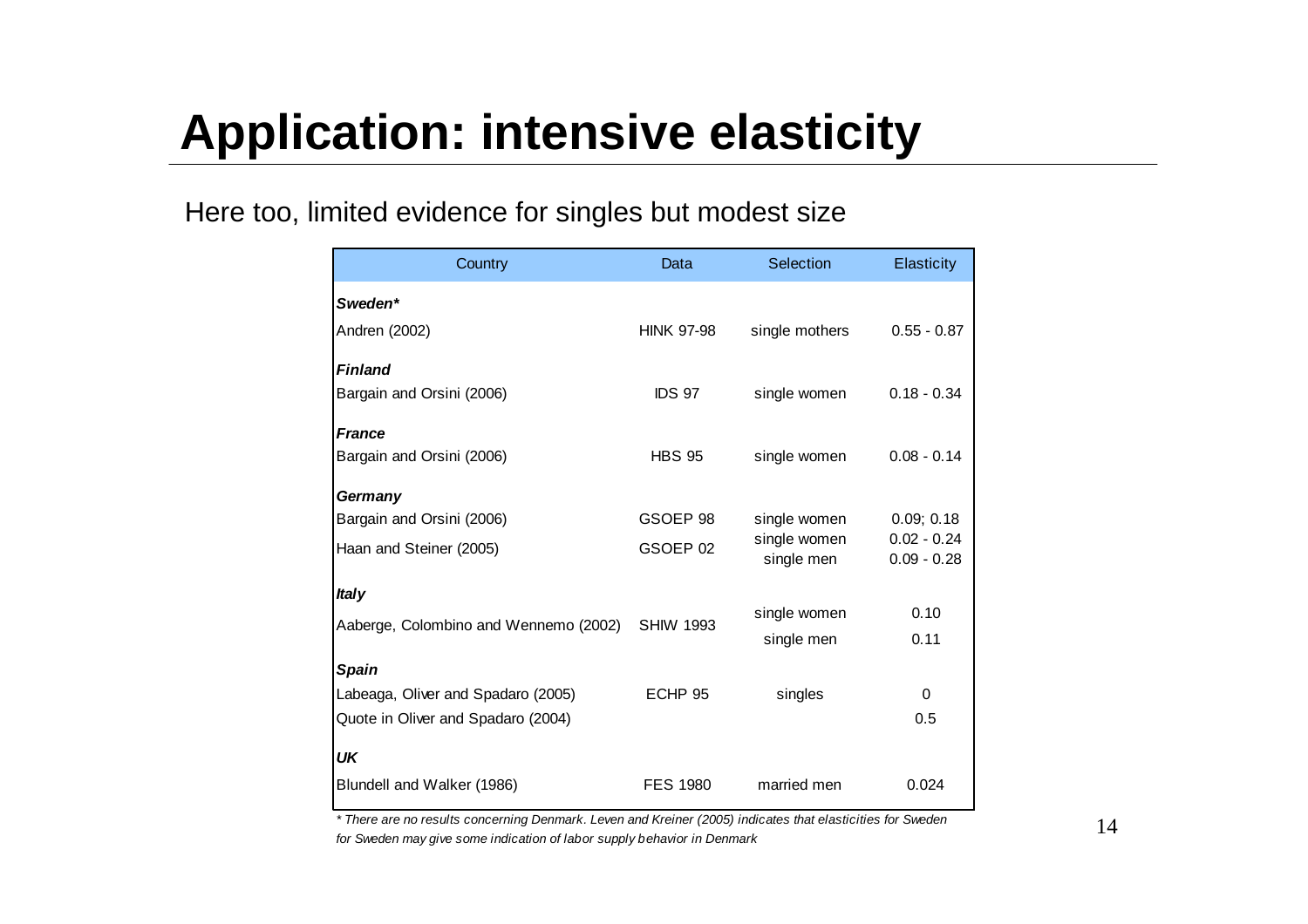# Application: intensive elasticity

Here too, limited evidence for singles but modest size

| Country | Data | Selection | Elasticity |
|---|---|---|---|
| ***Sweden**** | | | |
| Andren (2002) | HINK 97-98 | single mothers | 0.55 - 0.87 |
| ***Finland*** | | | |
| Bargain and Orsini (2006) | IDS 97 | single women | 0.18 - 0.34 |
| ***France*** | | | |
| Bargain and Orsini (2006) | HBS 95 | single women | 0.08 - 0.14 |
| ***Germany*** | | | |
| Bargain and Orsini (2006) | GSOEP 98 | single women | 0.09; 0.18 |
| Haan and Steiner (2005) | GSOEP 02 | single women | 0.02 - 0.24 |
| | | single men | 0.09 - 0.28 |
| ***Italy*** | | | |
| Aaberge, Colombino and Wennemo (2002) | SHIW 1993 | single women | 0.10 |
| | | single men | 0.11 |
| ***Spain*** | | | |
| Labeaga, Oliver and Spadaro (2005) | ECHP 95 | singles | 0 |
| Quote in Oliver and Spadaro (2004) | | | 0.5 |
| ***UK*** | | | |
| Blundell and Walker (1986) | FES 1980 | married men | 0.024 |

*\* There are no results concerning Denmark. Leven and Kreiner (2005) indicates that elasticities for Sweden for Sweden may give some indication of labor supply behavior in Denmark*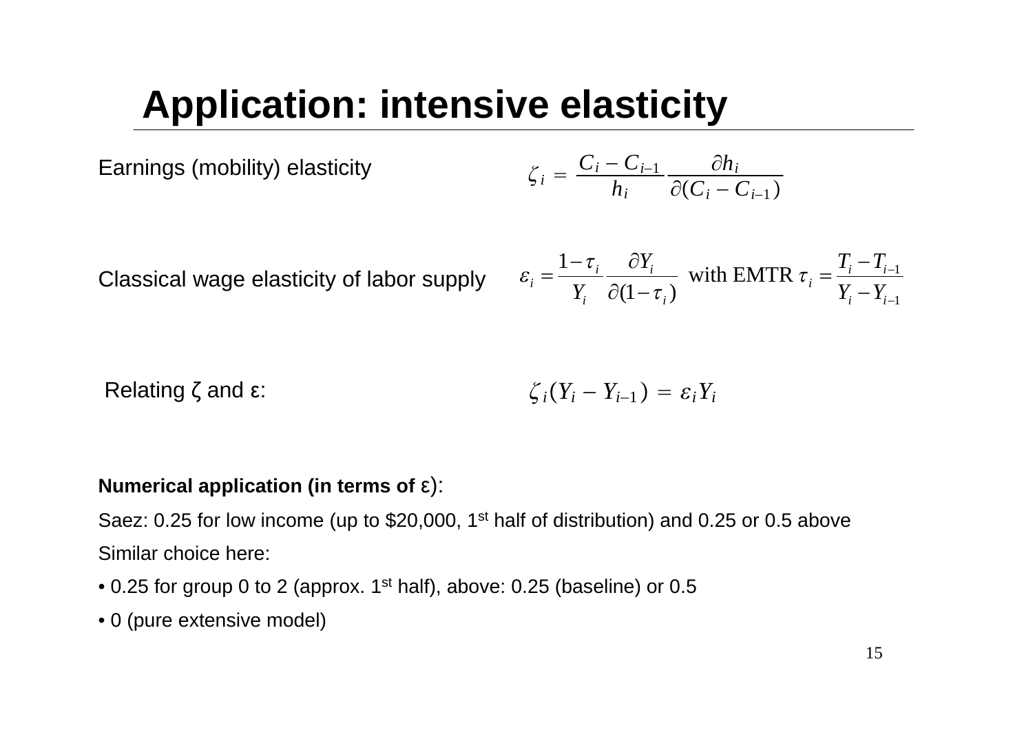# Application: intensive elasticity

Earnings (mobility) elasticity

$$\zeta_i = \frac{C_i - C_{i-1}}{h_i} \frac{\partial h_i}{\partial (C_i - C_{i-1})}$$

Classical wage elasticity of labor supply

$$\varepsilon_i = \frac{1-\tau_i}{Y_i} \frac{\partial Y_i}{\partial (1-\tau_i)} \text{ with EMTR } \tau_i = \frac{T_i - T_{i-1}}{Y_i - Y_{i-1}}$$

Relating $\zeta$ and $\varepsilon$:

$$\zeta_i (Y_i - Y_{i-1}) = \varepsilon_i Y_i$$

**Numerical application (in terms of $\varepsilon$)**:

Saez: 0.25 for low income (up to $20,000, 1st half of distribution) and 0.25 or 0.5 above

Similar choice here:

- 0.25 for group 0 to 2 (approx. 1st half), above: 0.25 (baseline) or 0.5
- 0 (pure extensive model)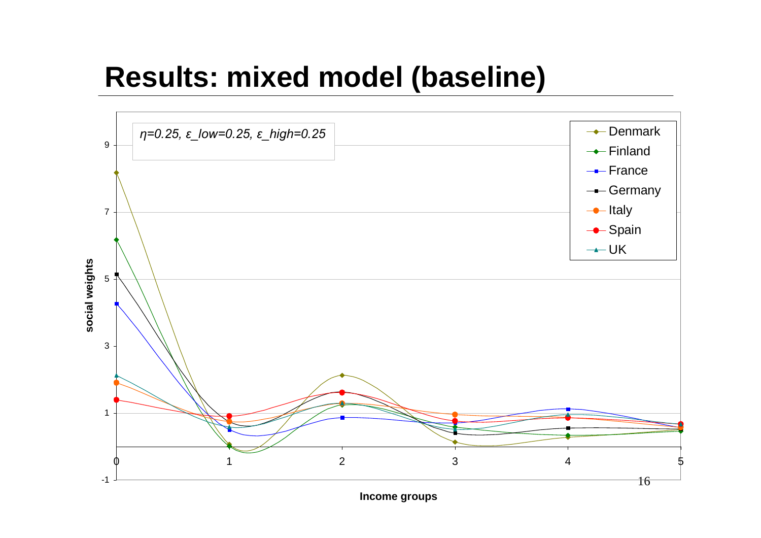# Results: mixed model (baseline)

*$\eta$=0.25, $\varepsilon$_low=0.25, $\varepsilon$_high=0.25*

social weights

Income groups

Denmark
Finland
France
Germany
Italy
Spain
UK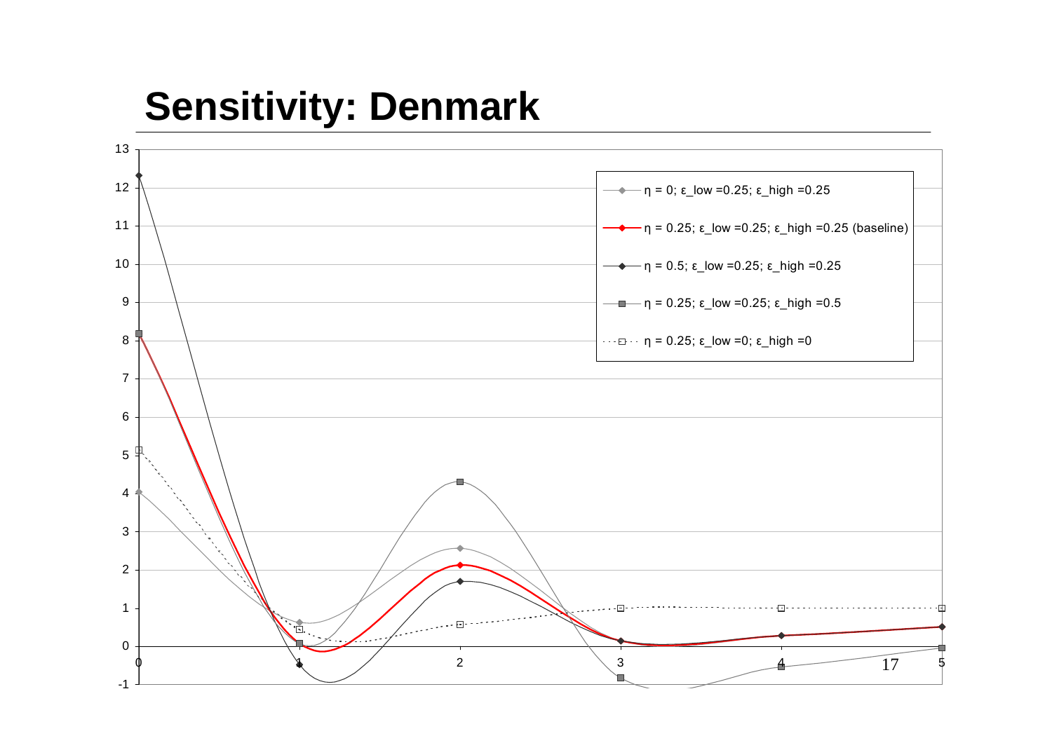# Sensitivity: Denmark

- η = 0; ε_low =0.25; ε_high =0.25
- η = 0.25; ε_low =0.25; ε_high =0.25 (baseline)
- η = 0.5; ε_low =0.25; ε_high =0.25
- η = 0.25; ε_low =0.25; ε_high =0.5
- η = 0.25; ε_low =0; ε_high =0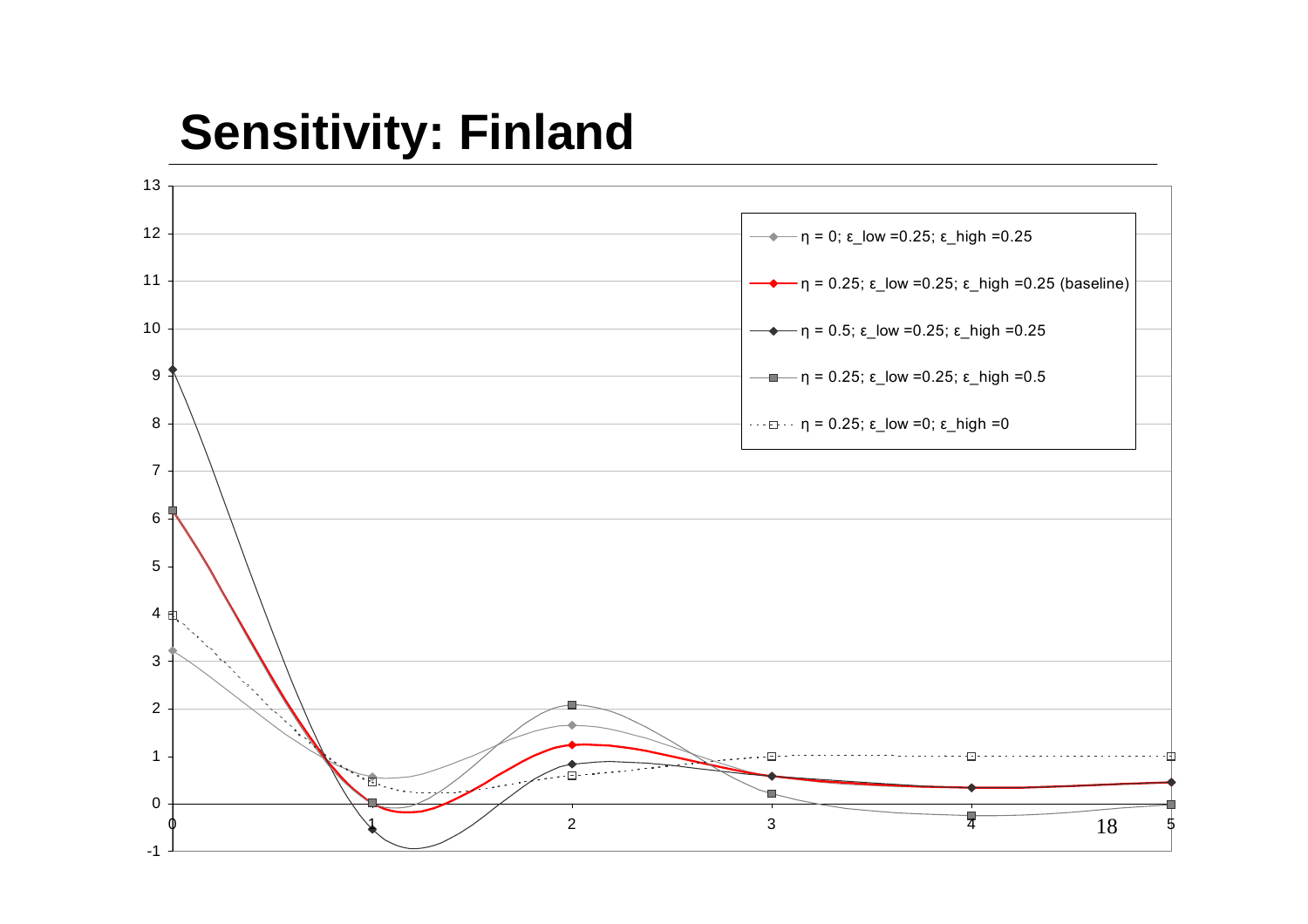# Sensitivity: Finland

- η = 0; ε_low =0.25; ε_high =0.25
- η = 0.25; ε_low =0.25; ε_high =0.25 (baseline)
- η = 0.5; ε_low =0.25; ε_high =0.25
- η = 0.25; ε_low =0.25; ε_high =0.5
- η = 0.25; ε_low =0; ε_high =0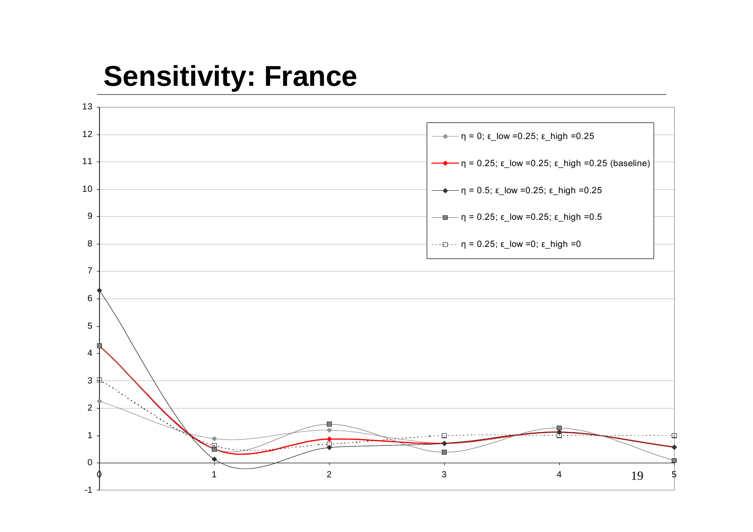# Sensitivity: France

- η = 0; ε_low =0.25; ε_high =0.25
- η = 0.25; ε_low =0.25; ε_high =0.25 (baseline)
- η = 0.5; ε_low =0.25; ε_high =0.25
- η = 0.25; ε_low =0.25; ε_high =0.5
- η = 0.25; ε_low =0; ε_high =0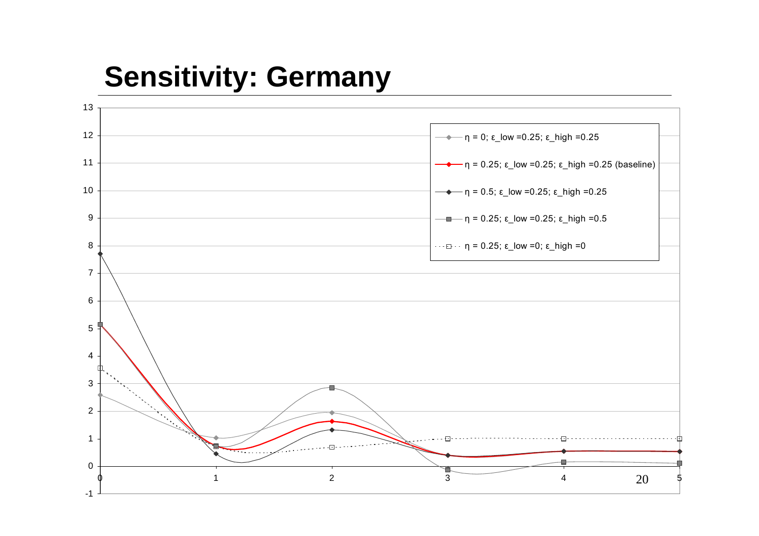# Sensitivity: Germany

- η = 0; ε_low =0.25; ε_high =0.25
- η = 0.25; ε_low =0.25; ε_high =0.25 (baseline)
- η = 0.5; ε_low =0.25; ε_high =0.25
- η = 0.25; ε_low =0.25; ε_high =0.5
- η = 0.25; ε_low =0; ε_high =0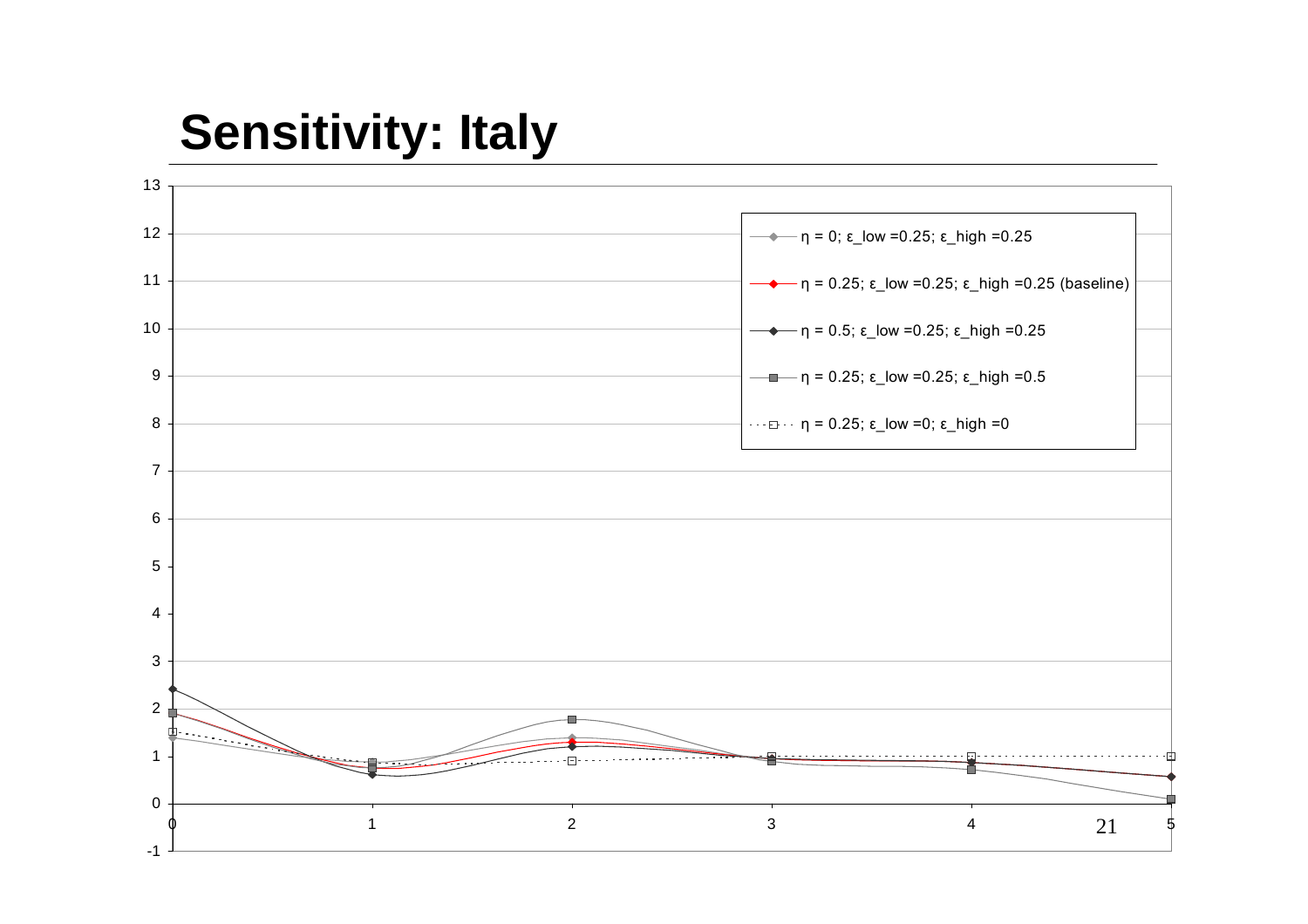# Sensitivity: Italy

- η = 0; ε_low =0.25; ε_high =0.25
- η = 0.25; ε_low =0.25; ε_high =0.25 (baseline)
- η = 0.5; ε_low =0.25; ε_high =0.25
- η = 0.25; ε_low =0.25; ε_high =0.5
- η = 0.25; ε_low =0; ε_high =0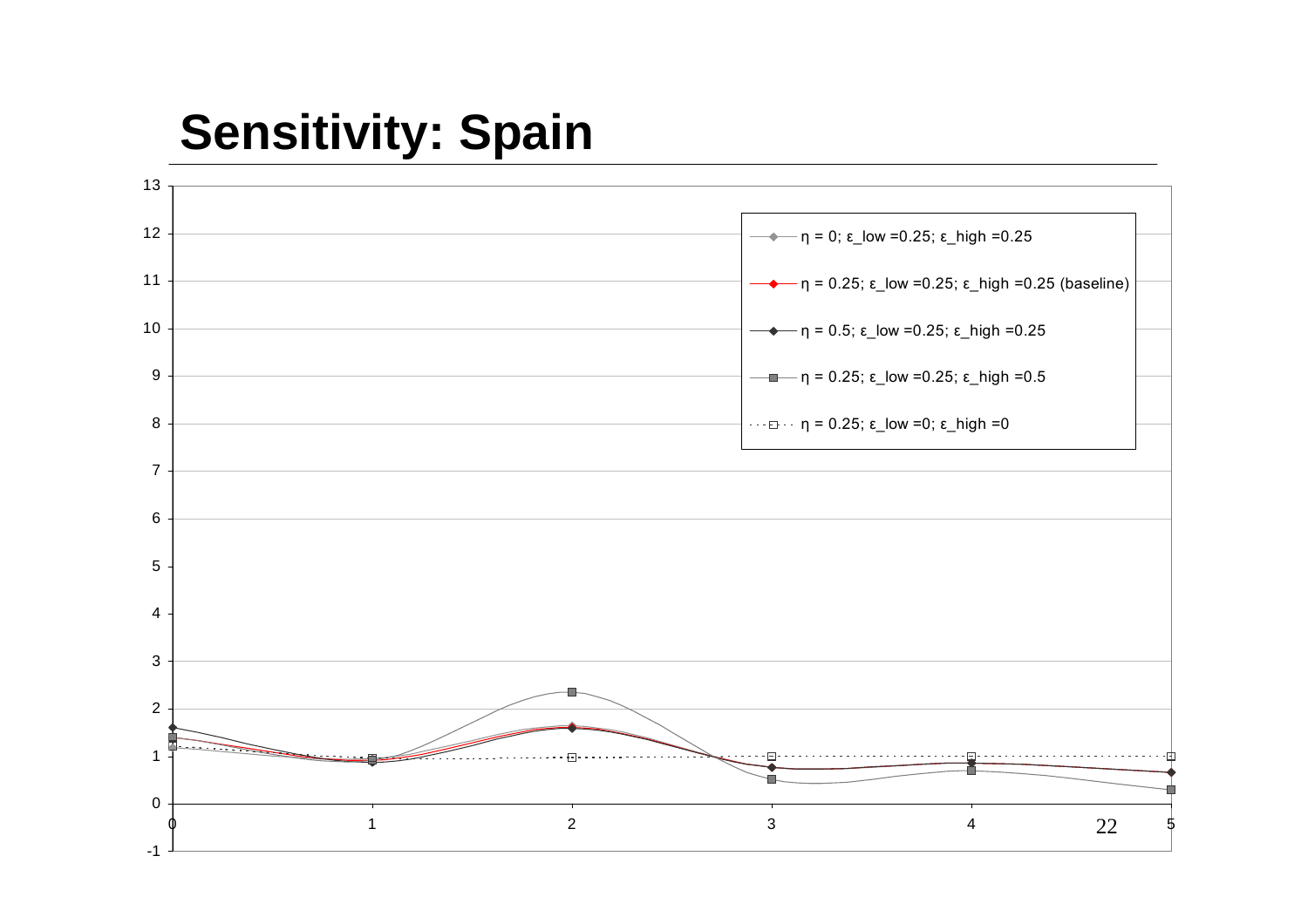# Sensitivity: Spain

- η = 0; ε_low =0.25; ε_high =0.25
- η = 0.25; ε_low =0.25; ε_high =0.25 (baseline)
- η = 0.5; ε_low =0.25; ε_high =0.25
- η = 0.25; ε_low =0.25; ε_high =0.5
- η = 0.25; ε_low =0; ε_high =0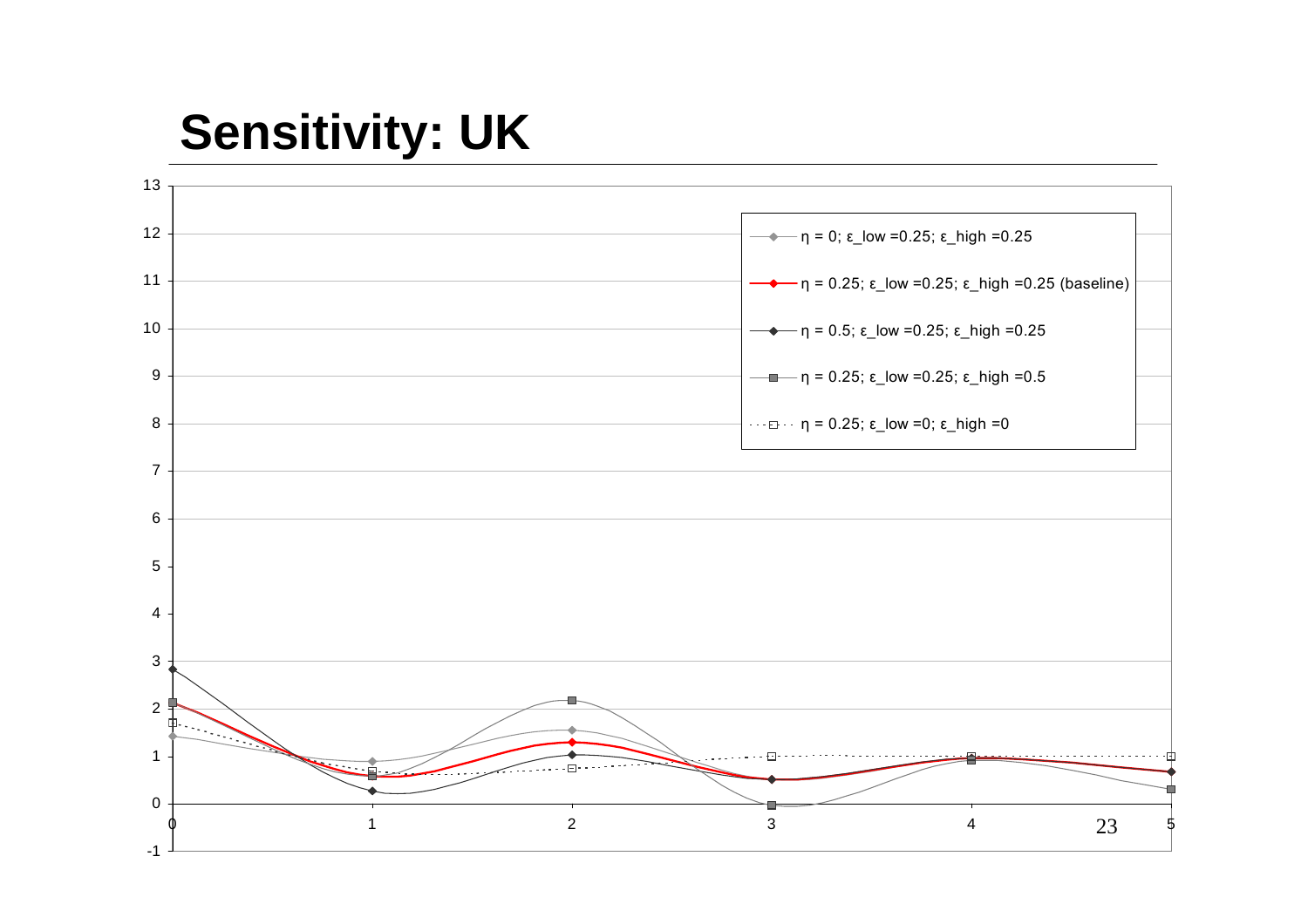# Sensitivity: UK

- $\eta$ = 0; $\varepsilon$_low =0.25; $\varepsilon$_high =0.25
- $\eta$ = 0.25; $\varepsilon$_low =0.25; $\varepsilon$_high =0.25 (baseline)
- $\eta$ = 0.5; $\varepsilon$_low =0.25; $\varepsilon$_high =0.25
- $\eta$ = 0.25; $\varepsilon$_low =0.25; $\varepsilon$_high =0.5
- $\eta$ = 0.25; $\varepsilon$_low =0; $\varepsilon$_high =0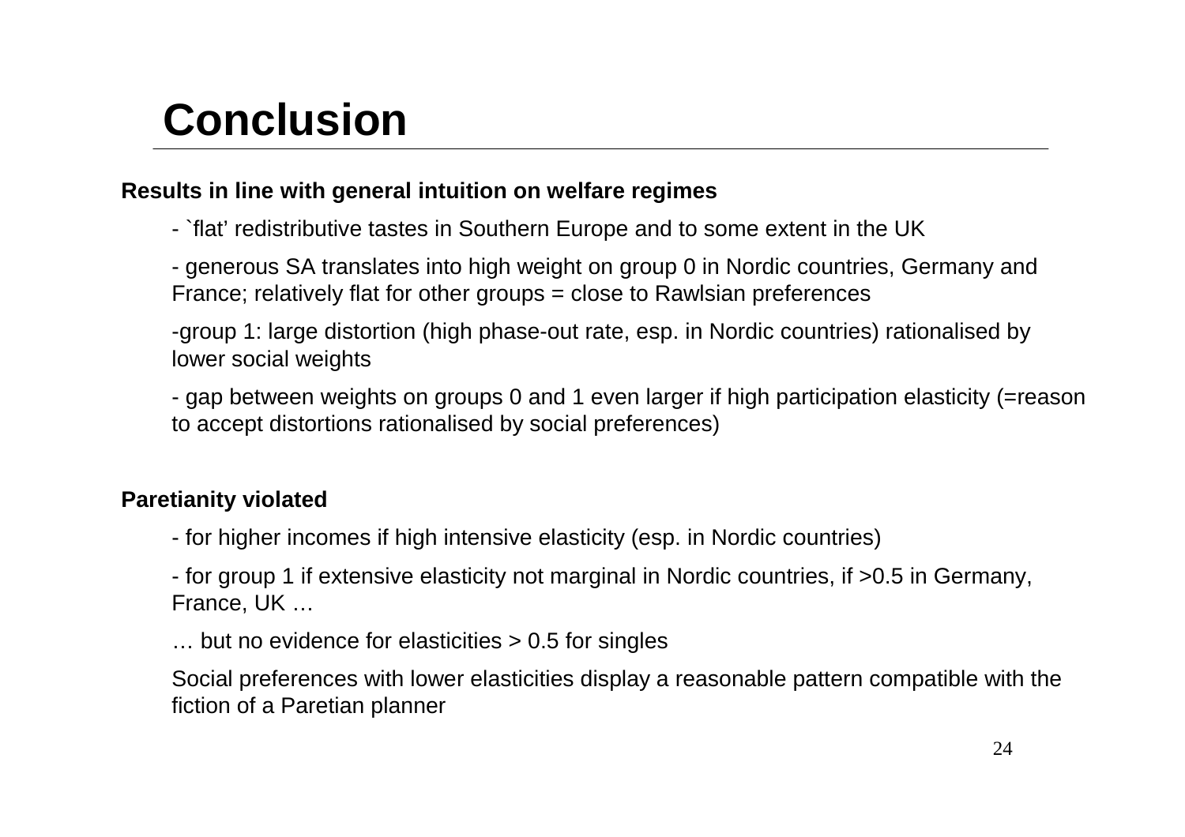# Conclusion

**Results in line with general intuition on welfare regimes**

- `flat' redistributive tastes in Southern Europe and to some extent in the UK

- generous SA translates into high weight on group 0 in Nordic countries, Germany and France; relatively flat for other groups = close to Rawlsian preferences

-group 1: large distortion (high phase-out rate, esp. in Nordic countries) rationalised by lower social weights

- gap between weights on groups 0 and 1 even larger if high participation elasticity (=reason to accept distortions rationalised by social preferences)

**Paretianity violated**

- for higher incomes if high intensive elasticity (esp. in Nordic countries)

- for group 1 if extensive elasticity not marginal in Nordic countries, if >0.5 in Germany, France, UK …

… but no evidence for elasticities > 0.5 for singles

Social preferences with lower elasticities display a reasonable pattern compatible with the fiction of a Paretian planner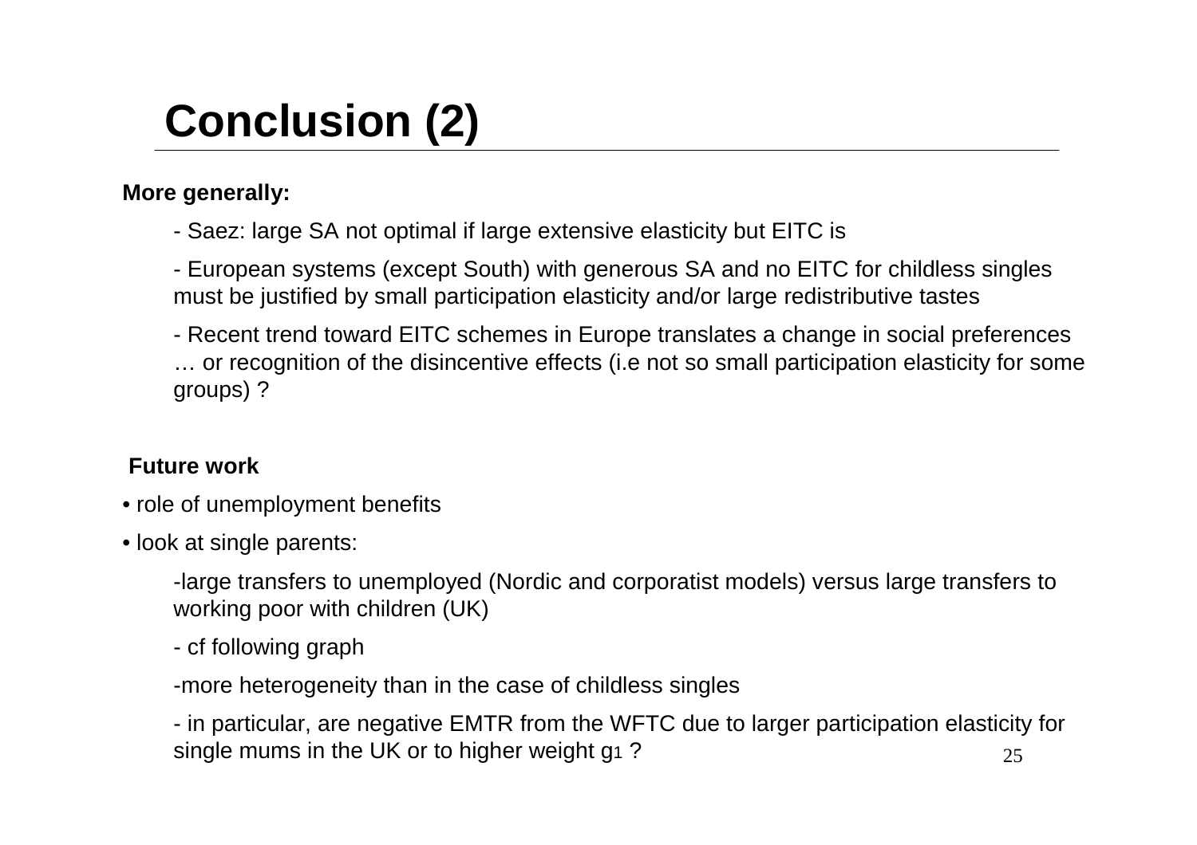# Conclusion (2)

**More generally:**

- Saez: large SA not optimal if large extensive elasticity but EITC is
- European systems (except South) with generous SA and no EITC for childless singles must be justified by small participation elasticity and/or large redistributive tastes
- Recent trend toward EITC schemes in Europe translates a change in social preferences … or recognition of the disincentive effects (i.e not so small participation elasticity for some groups) ?

**Future work**

- role of unemployment benefits
- look at single parents:
  - large transfers to unemployed (Nordic and corporatist models) versus large transfers to working poor with children (UK)
  - cf following graph
  - more heterogeneity than in the case of childless singles
  - in particular, are negative EMTR from the WFTC due to larger participation elasticity for single mums in the UK or to higher weight $g_1$ ?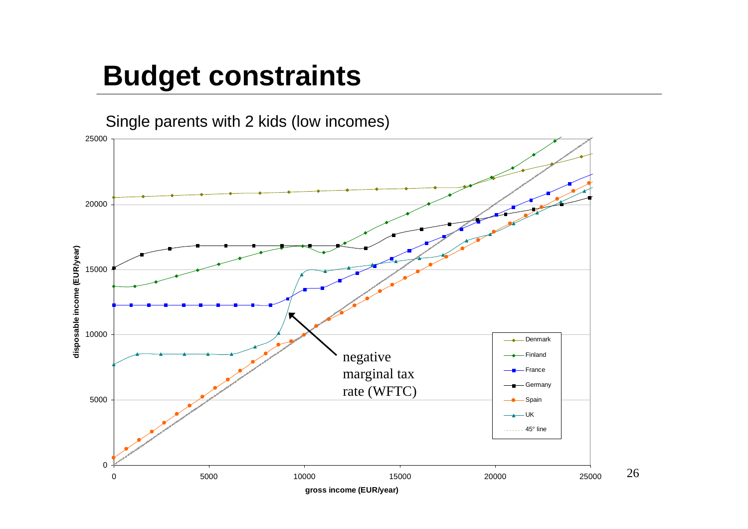# Budget constraints

Single parents with 2 kids (low incomes)

disposable income (EUR/year)

25000
20000
15000
10000
5000
0

0
5000
10000
15000
20000
25000

gross income (EUR/year)

negative
marginal tax
rate (WFTC)

Denmark
Finland
France
Germany
Spain
UK
45° line